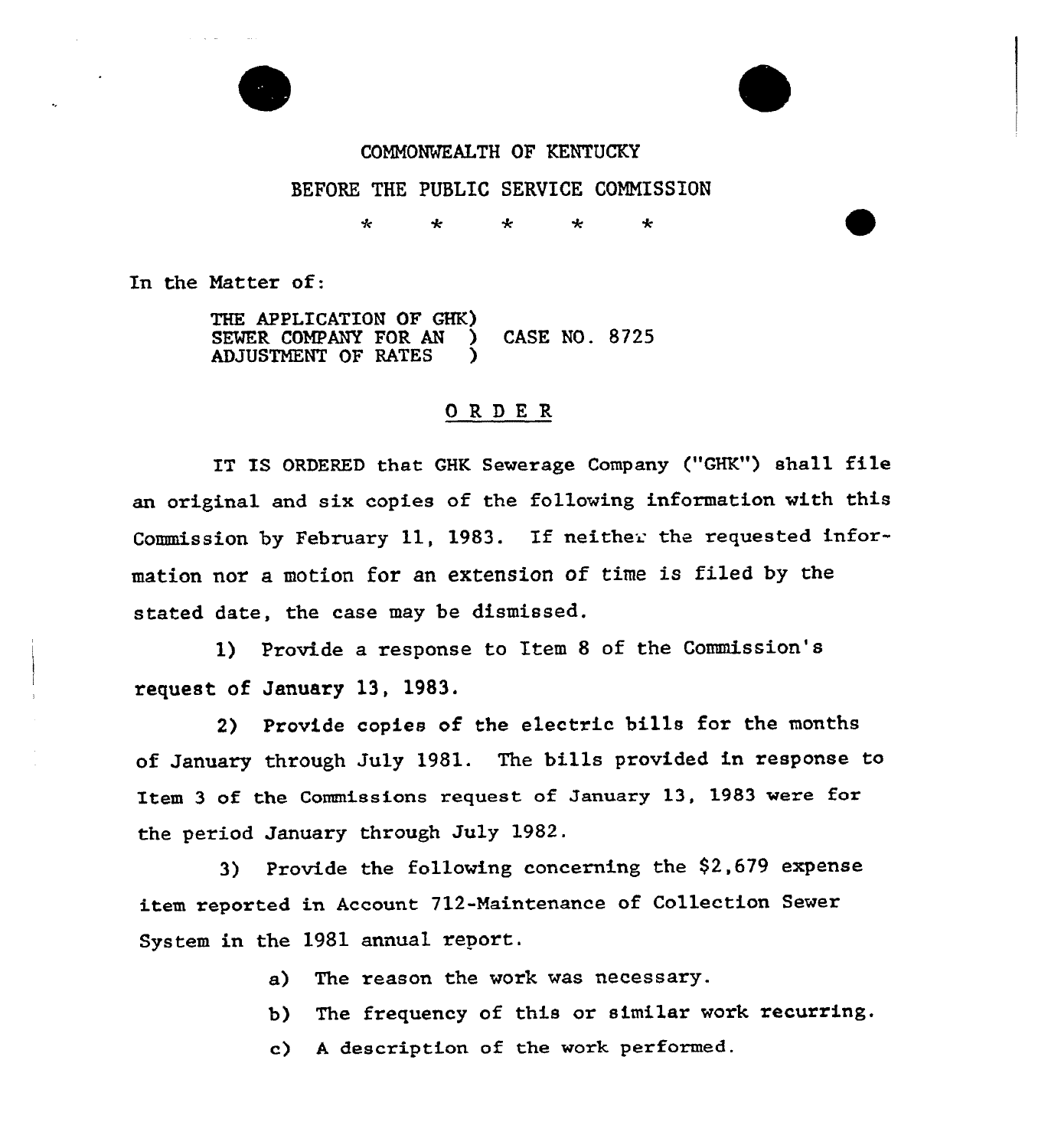COMMONWEALTH OF KENTUCKY

BEFORE THE PUBLIC SERVICE COMMISSION

\* \* \* \* \*

In the Matter of:

THE APPLICATION OF GHK SEWER COMPANY FOR AN ADJUSTMENT OF RATES ) CASE NO. 8725

# ORDER

IT IS ORDERED that GHK Sewerage Company ("GHK") shall file an original and six copies of the following information with this Commission by February 11, 1983. If neither the requested information nor a motion for an extension of time is filed by the stated date, the case may be dismissed.

1) Provide a response to Item 8 of the Commission's request of January 13, 1983.

2) Provide copies of the electric bills for the months of January through July 1981. The bills provided in response to Item 3 of the Commissions request of January 13, 1983 were for the period January through July 1982.

3) Provide the following concerning the $2,679 expense item reported in Account 712-Maintenance of Collection Sewer System in the 1981 annual report.

a) The reason the work was necessary.

b) The frequency of this or similar work recurring.

c) A description of the work performed.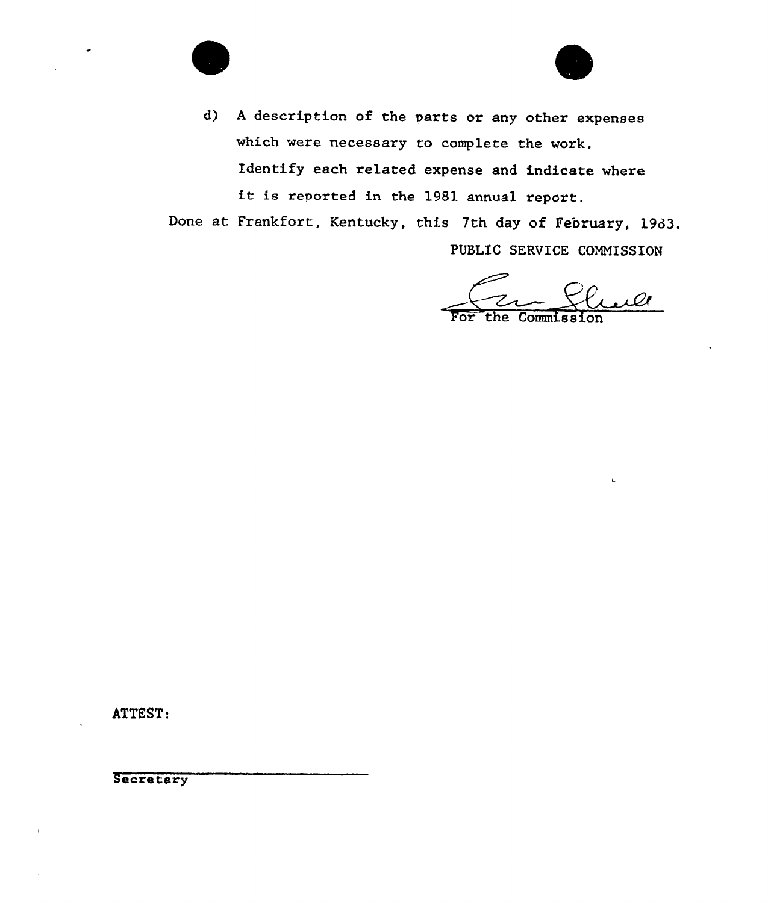d) A description of the parts or any other expenses which were necessary to complete the work. Identify each related expense and indicate where it is reported in the 1981 annual report.

Done at Frankfort, Kentucky, this 7th day of February, 1983.

PUBLIC SERVICE COMMISSION

For the Commission

ATTEST:

Secretary